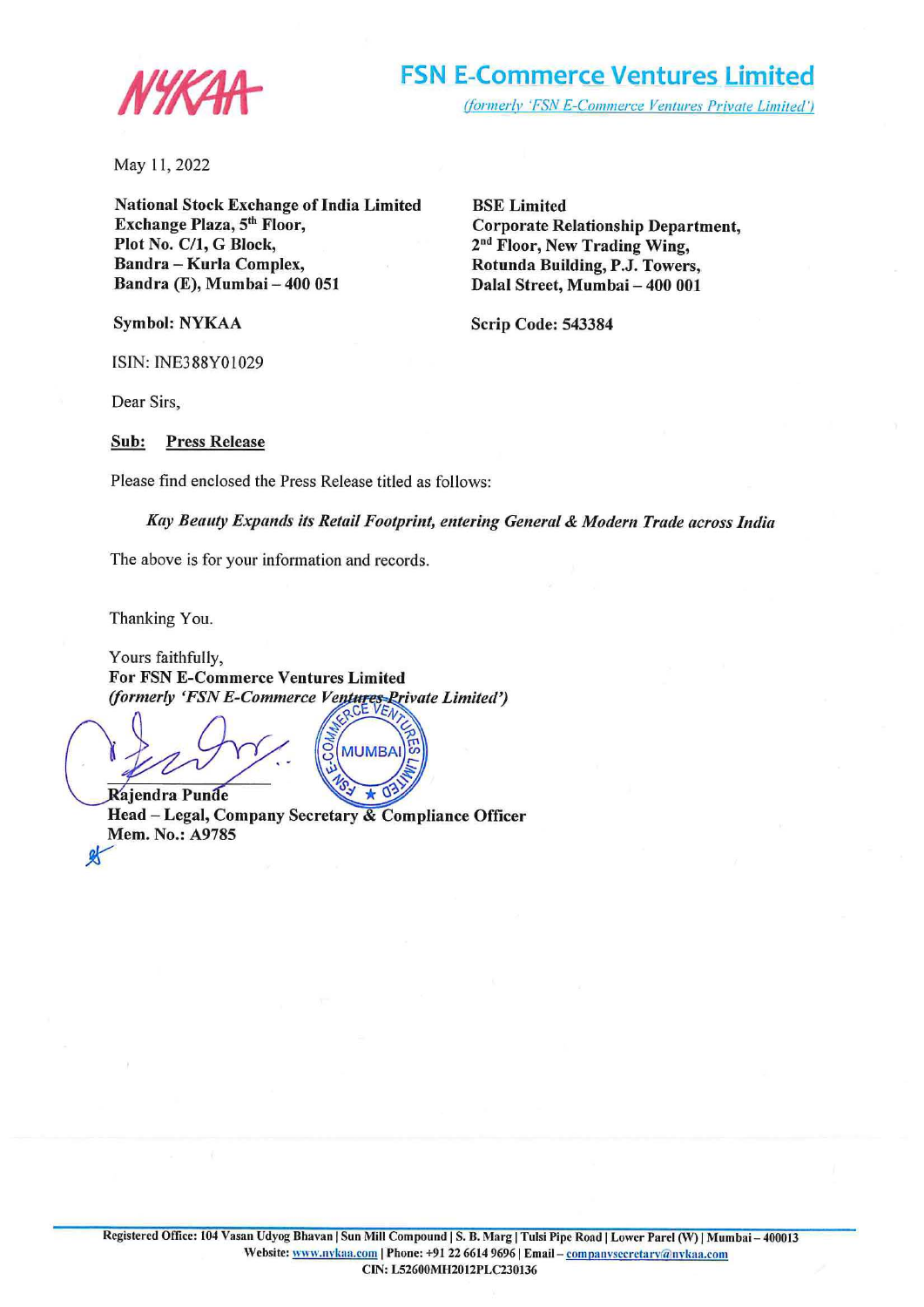**FSN E-Commerce Ventures Limited**

*(formerly 'FSN E-Commerce Ventures Private Limited')*

May 11, 2022

**National Stock Exchange of India Limited**
**Exchange Plaza, 5th Floor,**
**Plot No. C/1, G Block,**
**Bandra – Kurla Complex,**
**Bandra (E), Mumbai – 400 051**

**Symbol: NYKAA**

**BSE Limited**
**Corporate Relationship Department,**
**2nd Floor, New Trading Wing,**
**Rotunda Building, P.J. Towers,**
**Dalal Street, Mumbai – 400 001**

**Scrip Code: 543384**

ISIN: INE388Y01029

Dear Sirs,

**Sub: Press Release**

Please find enclosed the Press Release titled as follows:

*Kay Beauty Expands its Retail Footprint, entering General & Modern Trade across India*

The above is for your information and records.

Thanking You.

Yours faithfully,
**For FSN E-Commerce Ventures Limited**
***(formerly 'FSN E-Commerce Ventures Private Limited')***

**Rajendra Punde**
**Head – Legal, Company Secretary & Compliance Officer**
**Mem. No.: A9785**

Registered Office: 104 Vasan Udyog Bhavan | Sun Mill Compound | S. B. Marg | Tulsi Pipe Road | Lower Parel (W) | Mumbai – 400013
Website: www.nykaa.com | Phone: +91 22 6614 9696 | Email – companysecretary@nykaa.com
CIN: L52600MH2012PLC230136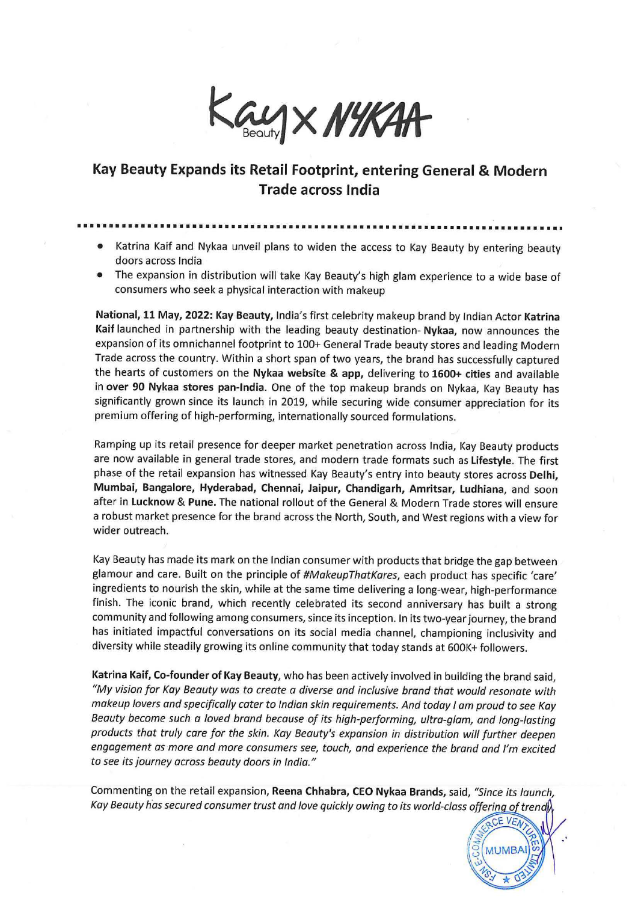Kay Beauty x NYKAA

## Kay Beauty Expands its Retail Footprint, entering General & Modern Trade across India

- Katrina Kaif and Nykaa unveil plans to widen the access to Kay Beauty by entering beauty doors across India
- The expansion in distribution will take Kay Beauty's high glam experience to a wide base of consumers who seek a physical interaction with makeup

**National, 11 May, 2022: Kay Beauty,** India's first celebrity makeup brand by Indian Actor **Katrina Kaif** launched in partnership with the leading beauty destination- **Nykaa**, now announces the expansion of its omnichannel footprint to 100+ General Trade beauty stores and leading Modern Trade across the country. Within a short span of two years, the brand has successfully captured the hearts of customers on the **Nykaa website & app,** delivering to **1600+ cities** and available in **over 90 Nykaa stores pan-India**. One of the top makeup brands on Nykaa, Kay Beauty has significantly grown since its launch in 2019, while securing wide consumer appreciation for its premium offering of high-performing, internationally sourced formulations.

Ramping up its retail presence for deeper market penetration across India, Kay Beauty products are now available in general trade stores, and modern trade formats such as **Lifestyle**. The first phase of the retail expansion has witnessed Kay Beauty's entry into beauty stores across **Delhi, Mumbai, Bangalore, Hyderabad, Chennai, Jaipur, Chandigarh, Amritsar, Ludhiana**, and soon after in **Lucknow** & **Pune.** The national rollout of the General & Modern Trade stores will ensure a robust market presence for the brand across the North, South, and West regions with a view for wider outreach.

Kay Beauty has made its mark on the Indian consumer with products that bridge the gap between glamour and care. Built on the principle of *#MakeupThatKares*, each product has specific 'care' ingredients to nourish the skin, while at the same time delivering a long-wear, high-performance finish. The iconic brand, which recently celebrated its second anniversary has built a strong community and following among consumers, since its inception. In its two-year journey, the brand has initiated impactful conversations on its social media channel, championing inclusivity and diversity while steadily growing its online community that today stands at 600K+ followers.

**Katrina Kaif, Co-founder of Kay Beauty**, who has been actively involved in building the brand said, *"My vision for Kay Beauty was to create a diverse and inclusive brand that would resonate with makeup lovers and specifically cater to Indian skin requirements. And today I am proud to see Kay Beauty become such a loved brand because of its high-performing, ultra-glam, and long-lasting products that truly care for the skin. Kay Beauty's expansion in distribution will further deepen engagement as more and more consumers see, touch, and experience the brand and I'm excited to see its journey across beauty doors in India."*

Commenting on the retail expansion, **Reena Chhabra, CEO Nykaa Brands,** said, *"Since its launch, Kay Beauty has secured consumer trust and love quickly owing to its world-class offering of trendy*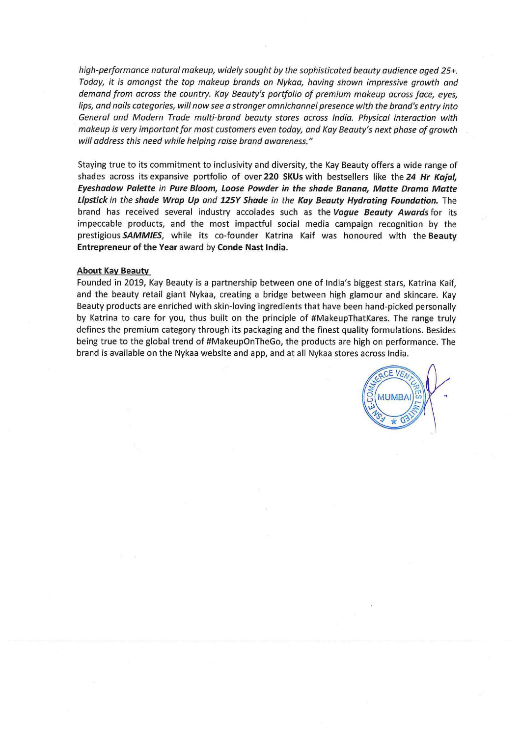*high-performance natural makeup, widely sought by the sophisticated beauty audience aged 25+. Today, it is amongst the top makeup brands on Nykaa, having shown impressive growth and demand from across the country. Kay Beauty's portfolio of premium makeup across face, eyes, lips, and nails categories, will now see a stronger omnichannel presence with the brand's entry into General and Modern Trade multi-brand beauty stores across India. Physical interaction with makeup is very important for most customers even today, and Kay Beauty's next phase of growth will address this need while helping raise brand awareness."*

Staying true to its commitment to inclusivity and diversity, the Kay Beauty offers a wide range of shades across its expansive portfolio of over **220 SKUs** with bestsellers like the ***24 Hr Kajal, Eyeshadow Palette*** *in* ***Pure Bloom, Loose Powder in the shade Banana, Matte Drama Matte Lipstick*** *in the* ***shade Wrap Up*** *and* ***125Y Shade*** *in the* ***Kay Beauty Hydrating Foundation.*** The brand has received several industry accolades such as the ***Vogue Beauty Awards*** for its impeccable products, and the most impactful social media campaign recognition by the prestigious ***SAMMIES***, while its co-founder Katrina Kaif was honoured with the **Beauty Entrepreneur of the Year** award by **Conde Nast India**.

**About Kay Beauty**

Founded in 2019, Kay Beauty is a partnership between one of India's biggest stars, Katrina Kaif, and the beauty retail giant Nykaa, creating a bridge between high glamour and skincare. Kay Beauty products are enriched with skin-loving ingredients that have been hand-picked personally by Katrina to care for you, thus built on the principle of #MakeupThatKares. The range truly defines the premium category through its packaging and the finest quality formulations. Besides being true to the global trend of #MakeupOnTheGo, the products are high on performance. The brand is available on the Nykaa website and app, and at all Nykaa stores across India.